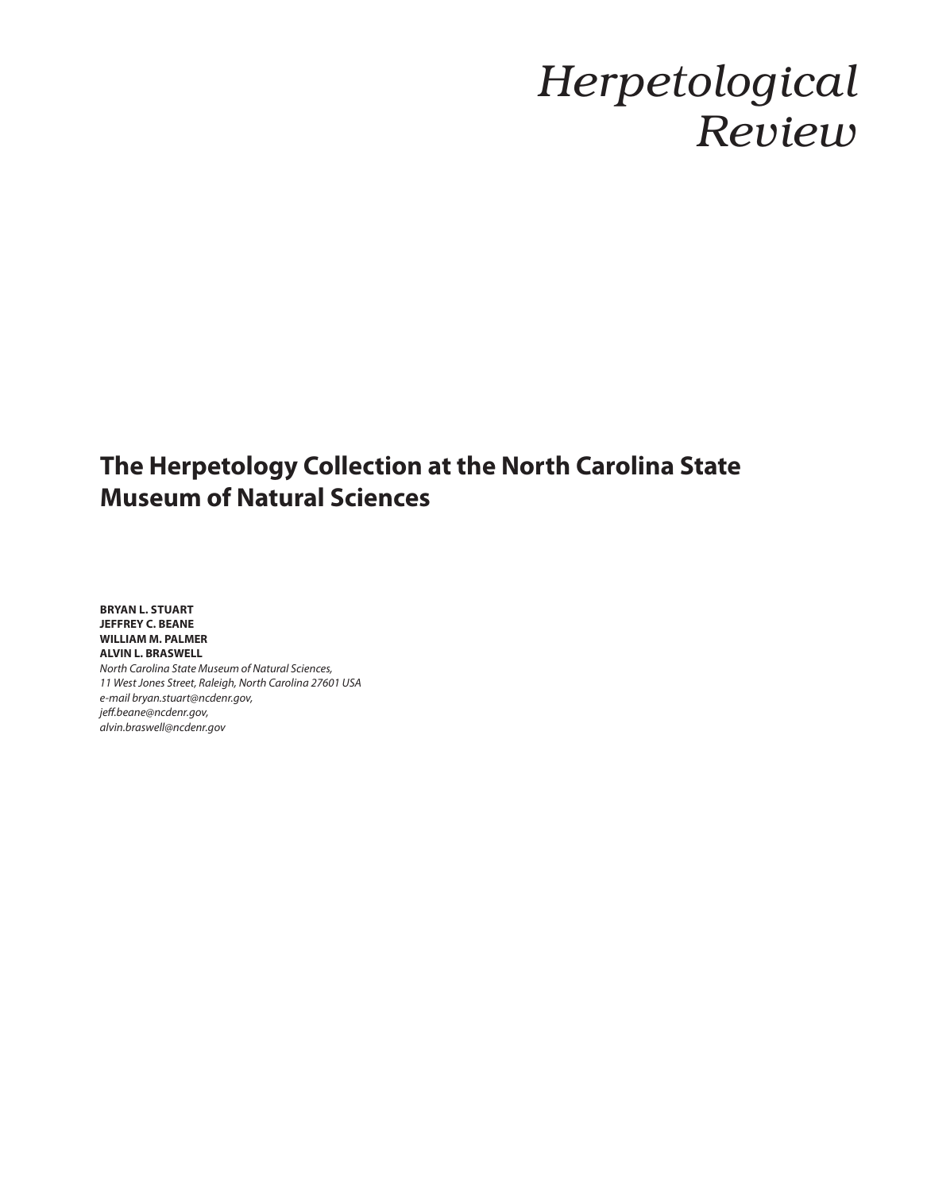# *Herpetological Review*

## The Herpetology Collection at the North Carolina State Museum of Natural Sciences

**BRYAN L. STUART**
**JEFFREY C. BEANE**
**WILLIAM M. PALMER**
**ALVIN L. BRASWELL**

*North Carolina State Museum of Natural Sciences,*
*11 West Jones Street, Raleigh, North Carolina 27601 USA*
*e-mail bryan.stuart@ncdenr.gov,*
*jeff.beane@ncdenr.gov,*
*alvin.braswell@ncdenr.gov*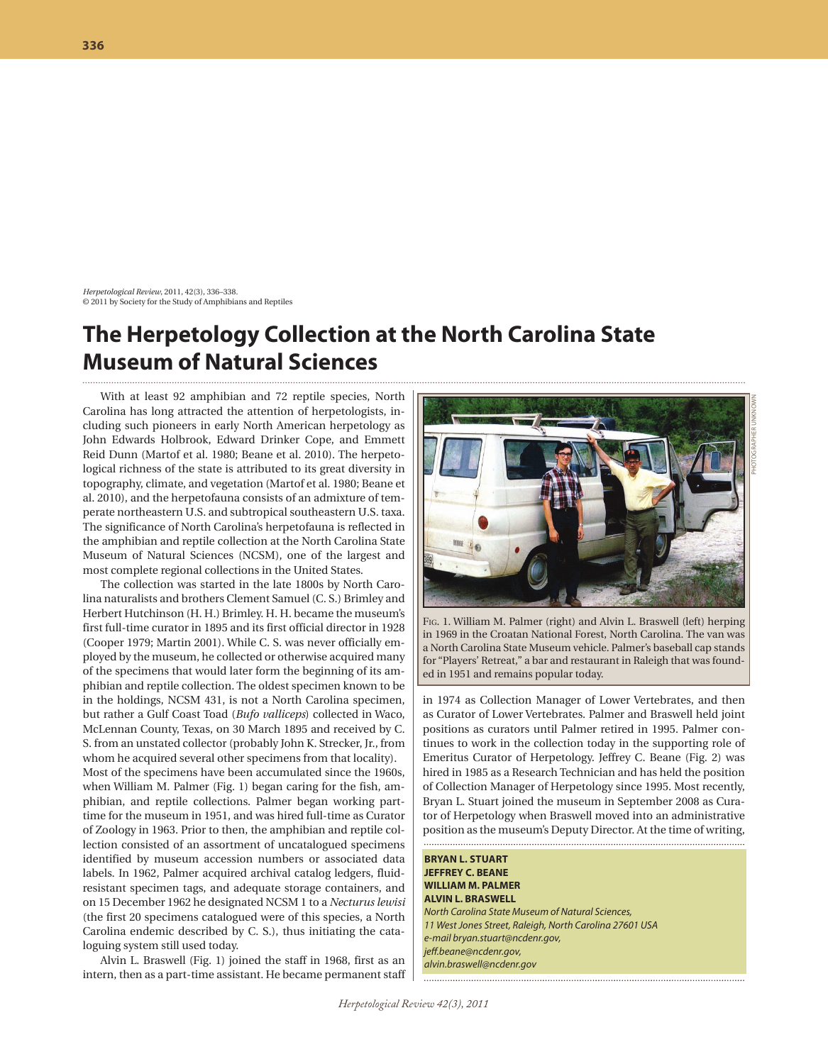*Herpetological Review*, 2011, 42(3), 336–338.
© 2011 by Society for the Study of Amphibians and Reptiles

# The Herpetology Collection at the North Carolina State Museum of Natural Sciences

With at least 92 amphibian and 72 reptile species, North Carolina has long attracted the attention of herpetologists, including such pioneers in early North American herpetology as John Edwards Holbrook, Edward Drinker Cope, and Emmett Reid Dunn (Martof et al. 1980; Beane et al. 2010). The herpetological richness of the state is attributed to its great diversity in topography, climate, and vegetation (Martof et al. 1980; Beane et al. 2010), and the herpetofauna consists of an admixture of temperate northeastern U.S. and subtropical southeastern U.S. taxa. The significance of North Carolina's herpetofauna is reflected in the amphibian and reptile collection at the North Carolina State Museum of Natural Sciences (NCSM), one of the largest and most complete regional collections in the United States.

The collection was started in the late 1800s by North Carolina naturalists and brothers Clement Samuel (C. S.) Brimley and Herbert Hutchinson (H. H.) Brimley. H. H. became the museum's first full-time curator in 1895 and its first official director in 1928 (Cooper 1979; Martin 2001). While C. S. was never officially employed by the museum, he collected or otherwise acquired many of the specimens that would later form the beginning of its amphibian and reptile collection. The oldest specimen known to be in the holdings, NCSM 431, is not a North Carolina specimen, but rather a Gulf Coast Toad (*Bufo valliceps*) collected in Waco, McLennan County, Texas, on 30 March 1895 and received by C. S. from an unstated collector (probably John K. Strecker, Jr., from whom he acquired several other specimens from that locality). Most of the specimens have been accumulated since the 1960s, when William M. Palmer (Fig. 1) began caring for the fish, amphibian, and reptile collections. Palmer began working part-time for the museum in 1951, and was hired full-time as Curator of Zoology in 1963. Prior to then, the amphibian and reptile collection consisted of an assortment of uncatalogued specimens identified by museum accession numbers or associated data labels. In 1962, Palmer acquired archival catalog ledgers, fluid-resistant specimen tags, and adequate storage containers, and on 15 December 1962 he designated NCSM 1 to a *Necturus lewisi* (the first 20 specimens catalogued were of this species, a North Carolina endemic described by C. S.), thus initiating the cataloguing system still used today.

Alvin L. Braswell (Fig. 1) joined the staff in 1968, first as an intern, then as a part-time assistant. He became permanent staff in 1974 as Collection Manager of Lower Vertebrates, and then as Curator of Lower Vertebrates. Palmer and Braswell held joint positions as curators until Palmer retired in 1995. Palmer continues to work in the collection today in the supporting role of Emeritus Curator of Herpetology. Jeffrey C. Beane (Fig. 2) was hired in 1985 as a Research Technician and has held the position of Collection Manager of Herpetology since 1995. Most recently, Bryan L. Stuart joined the museum in September 2008 as Curator of Herpetology when Braswell moved into an administrative position as the museum's Deputy Director. At the time of writing,

PHOTOGRAPHER UNKNOWN

Fig. 1. William M. Palmer (right) and Alvin L. Braswell (left) herping in 1969 in the Croatan National Forest, North Carolina. The van was a North Carolina State Museum vehicle. Palmer's baseball cap stands for "Players' Retreat," a bar and restaurant in Raleigh that was founded in 1951 and remains popular today.

**BRYAN L. STUART**
**JEFFREY C. BEANE**
**WILLIAM M. PALMER**
**ALVIN L. BRASWELL**
*North Carolina State Museum of Natural Sciences,*
*11 West Jones Street, Raleigh, North Carolina 27601 USA*
*e-mail bryan.stuart@ncdenr.gov,*
*jeff.beane@ncdenr.gov,*
*alvin.braswell@ncdenr.gov*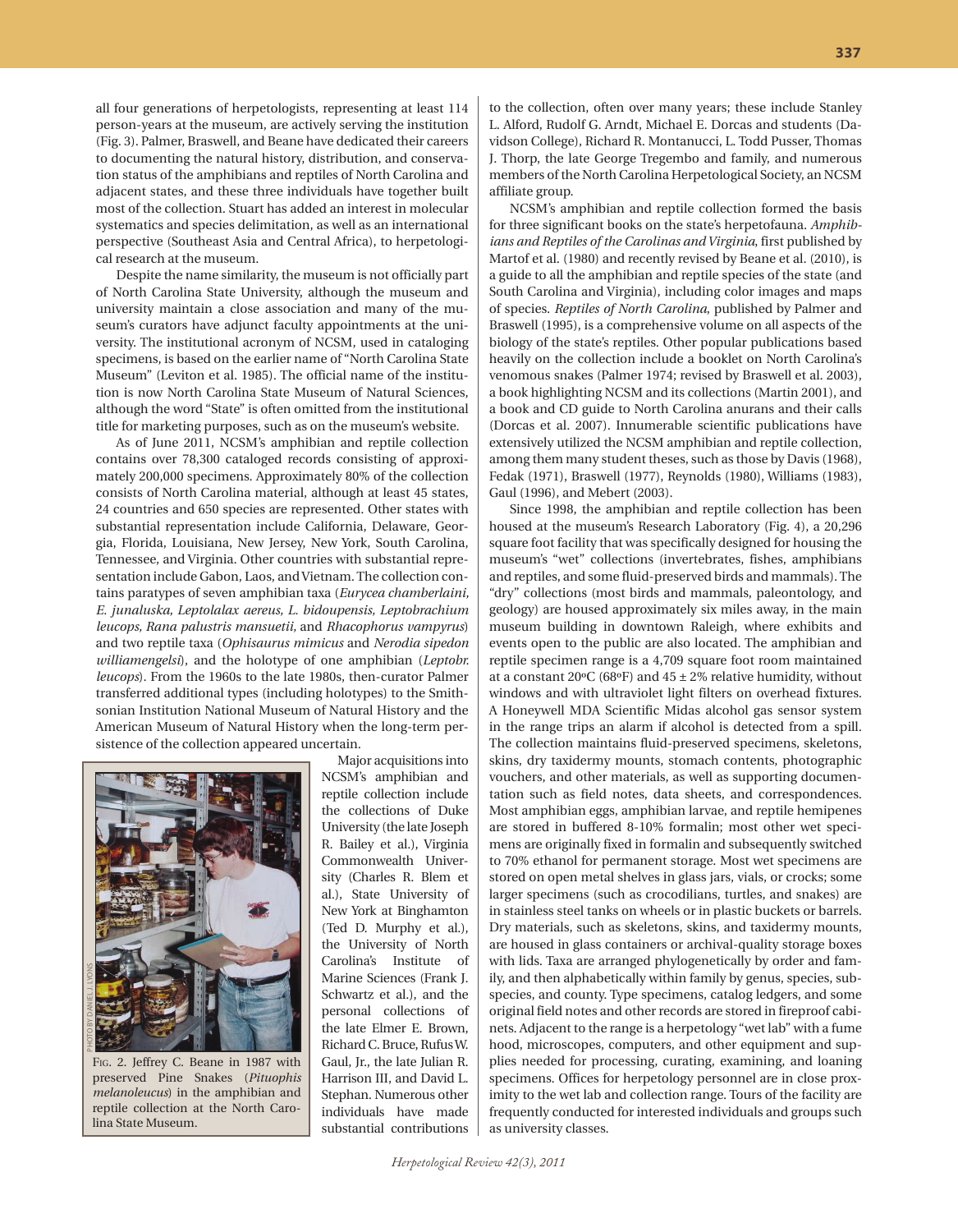all four generations of herpetologists, representing at least 114 person-years at the museum, are actively serving the institution (Fig. 3). Palmer, Braswell, and Beane have dedicated their careers to documenting the natural history, distribution, and conservation status of the amphibians and reptiles of North Carolina and adjacent states, and these three individuals have together built most of the collection. Stuart has added an interest in molecular systematics and species delimitation, as well as an international perspective (Southeast Asia and Central Africa), to herpetological research at the museum.

Despite the name similarity, the museum is not officially part of North Carolina State University, although the museum and university maintain a close association and many of the museum's curators have adjunct faculty appointments at the university. The institutional acronym of NCSM, used in cataloging specimens, is based on the earlier name of "North Carolina State Museum" (Leviton et al. 1985). The official name of the institution is now North Carolina State Museum of Natural Sciences, although the word "State" is often omitted from the institutional title for marketing purposes, such as on the museum's website.

As of June 2011, NCSM's amphibian and reptile collection contains over 78,300 cataloged records consisting of approximately 200,000 specimens. Approximately 80% of the collection consists of North Carolina material, although at least 45 states, 24 countries and 650 species are represented. Other states with substantial representation include California, Delaware, Georgia, Florida, Louisiana, New Jersey, New York, South Carolina, Tennessee, and Virginia. Other countries with substantial representation include Gabon, Laos, and Vietnam. The collection contains paratypes of seven amphibian taxa (*Eurycea chamberlaini, E. junaluska, Leptolalax aereus, L. bidoupensis, Leptobrachium leucops, Rana palustris mansuetii,* and *Rhacophorus vampyrus*) and two reptile taxa (*Ophisaurus mimicus* and *Nerodia sipedon williamengelsi*), and the holotype of one amphibian (*Leptobr. leucops*). From the 1960s to the late 1980s, then-curator Palmer transferred additional types (including holotypes) to the Smithsonian Institution National Museum of Natural History and the American Museum of Natural History when the long-term persistence of the collection appeared uncertain.

Fig. 2. Jeffrey C. Beane in 1987 with preserved Pine Snakes (*Pituophis melanoleucus*) in the amphibian and reptile collection at the North Carolina State Museum.

Major acquisitions into NCSM's amphibian and reptile collection include the collections of Duke University (the late Joseph R. Bailey et al.), Virginia Commonwealth University (Charles R. Blem et al.), State University of New York at Binghamton (Ted D. Murphy et al.), the University of North Carolina's Institute of Marine Sciences (Frank J. Schwartz et al.), and the personal collections of the late Elmer E. Brown, Richard C. Bruce, Rufus W. Gaul, Jr., the late Julian R. Harrison III, and David L. Stephan. Numerous other individuals have made substantial contributions to the collection, often over many years; these include Stanley L. Alford, Rudolf G. Arndt, Michael E. Dorcas and students (Davidson College), Richard R. Montanucci, L. Todd Pusser, Thomas J. Thorp, the late George Tregembo and family, and numerous members of the North Carolina Herpetological Society, an NCSM affiliate group.

NCSM's amphibian and reptile collection formed the basis for three significant books on the state's herpetofauna. *Amphibians and Reptiles of the Carolinas and Virginia*, first published by Martof et al. (1980) and recently revised by Beane et al. (2010), is a guide to all the amphibian and reptile species of the state (and South Carolina and Virginia), including color images and maps of species. *Reptiles of North Carolina*, published by Palmer and Braswell (1995), is a comprehensive volume on all aspects of the biology of the state's reptiles. Other popular publications based heavily on the collection include a booklet on North Carolina's venomous snakes (Palmer 1974; revised by Braswell et al. 2003), a book highlighting NCSM and its collections (Martin 2001), and a book and CD guide to North Carolina anurans and their calls (Dorcas et al. 2007). Innumerable scientific publications have extensively utilized the NCSM amphibian and reptile collection, among them many student theses, such as those by Davis (1968), Fedak (1971), Braswell (1977), Reynolds (1980), Williams (1983), Gaul (1996), and Mebert (2003).

Since 1998, the amphibian and reptile collection has been housed at the museum's Research Laboratory (Fig. 4), a 20,296 square foot facility that was specifically designed for housing the museum's "wet" collections (invertebrates, fishes, amphibians and reptiles, and some fluid-preserved birds and mammals). The "dry" collections (most birds and mammals, paleontology, and geology) are housed approximately six miles away, in the main museum building in downtown Raleigh, where exhibits and events open to the public are also located. The amphibian and reptile specimen range is a 4,709 square foot room maintained at a constant 20°C (68°F) and 45 ± 2% relative humidity, without windows and with ultraviolet light filters on overhead fixtures. A Honeywell MDA Scientific Midas alcohol gas sensor system in the range trips an alarm if alcohol is detected from a spill. The collection maintains fluid-preserved specimens, skeletons, skins, dry taxidermy mounts, stomach contents, photographic vouchers, and other materials, as well as supporting documentation such as field notes, data sheets, and correspondences. Most amphibian eggs, amphibian larvae, and reptile hemipenes are stored in buffered 8-10% formalin; most other wet specimens are originally fixed in formalin and subsequently switched to 70% ethanol for permanent storage. Most wet specimens are stored on open metal shelves in glass jars, vials, or crocks; some larger specimens (such as crocodilians, turtles, and snakes) are in stainless steel tanks on wheels or in plastic buckets or barrels. Dry materials, such as skeletons, skins, and taxidermy mounts, are housed in glass containers or archival-quality storage boxes with lids. Taxa are arranged phylogenetically by order and family, and then alphabetically within family by genus, species, subspecies, and county. Type specimens, catalog ledgers, and some original field notes and other records are stored in fireproof cabinets. Adjacent to the range is a herpetology "wet lab" with a fume hood, microscopes, computers, and other equipment and supplies needed for processing, curating, examining, and loaning specimens. Offices for herpetology personnel are in close proximity to the wet lab and collection range. Tours of the facility are frequently conducted for interested individuals and groups such as university classes.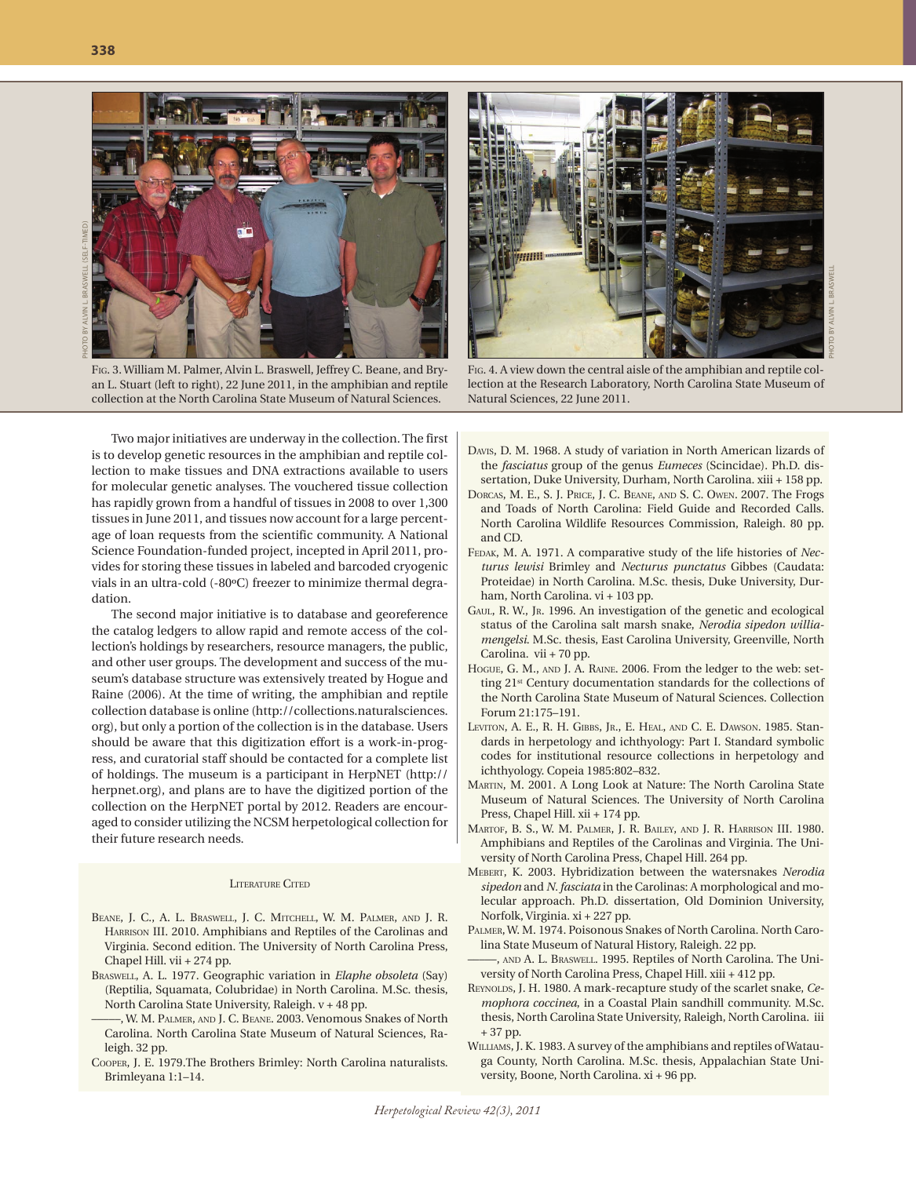Fig. 3. William M. Palmer, Alvin L. Braswell, Jeffrey C. Beane, and Bryan L. Stuart (left to right), 22 June 2011, in the amphibian and reptile collection at the North Carolina State Museum of Natural Sciences.

Fig. 4. A view down the central aisle of the amphibian and reptile collection at the Research Laboratory, North Carolina State Museum of Natural Sciences, 22 June 2011.

Two major initiatives are underway in the collection. The first is to develop genetic resources in the amphibian and reptile collection to make tissues and DNA extractions available to users for molecular genetic analyses. The vouchered tissue collection has rapidly grown from a handful of tissues in 2008 to over 1,300 tissues in June 2011, and tissues now account for a large percentage of loan requests from the scientific community. A National Science Foundation-funded project, incepted in April 2011, provides for storing these tissues in labeled and barcoded cryogenic vials in an ultra-cold (-80°C) freezer to minimize thermal degradation.

The second major initiative is to database and georeference the catalog ledgers to allow rapid and remote access of the collection's holdings by researchers, resource managers, the public, and other user groups. The development and success of the museum's database structure was extensively treated by Hogue and Raine (2006). At the time of writing, the amphibian and reptile collection database is online (http://collections.naturalsciences.org), but only a portion of the collection is in the database. Users should be aware that this digitization effort is a work-in-progress, and curatorial staff should be contacted for a complete list of holdings. The museum is a participant in HerpNET (http://herpnet.org), and plans are to have the digitized portion of the collection on the HerpNET portal by 2012. Readers are encouraged to consider utilizing the NCSM herpetological collection for their future research needs.

## Literature Cited

Beane, J. C., A. L. Braswell, J. C. Mitchell, W. M. Palmer, and J. R. Harrison III. 2010. Amphibians and Reptiles of the Carolinas and Virginia. Second edition. The University of North Carolina Press, Chapel Hill. vii + 274 pp.

Braswell, A. L. 1977. Geographic variation in *Elaphe obsoleta* (Say) (Reptilia, Squamata, Colubridae) in North Carolina. M.Sc. thesis, North Carolina State University, Raleigh. v + 48 pp.

———, W. M. Palmer, and J. C. Beane. 2003. Venomous Snakes of North Carolina. North Carolina State Museum of Natural Sciences, Raleigh. 32 pp.

Cooper, J. E. 1979. The Brothers Brimley: North Carolina naturalists. Brimleyana 1:1–14.

Davis, D. M. 1968. A study of variation in North American lizards of the *fasciatus* group of the genus *Eumeces* (Scincidae). Ph.D. dissertation, Duke University, Durham, North Carolina. xiii + 158 pp.

Dorcas, M. E., S. J. Price, J. C. Beane, and S. C. Owen. 2007. The Frogs and Toads of North Carolina: Field Guide and Recorded Calls. North Carolina Wildlife Resources Commission, Raleigh. 80 pp. and CD.

Fedak, M. A. 1971. A comparative study of the life histories of *Necturus lewisi* Brimley and *Necturus punctatus* Gibbes (Caudata: Proteidae) in North Carolina. M.Sc. thesis, Duke University, Durham, North Carolina. vi + 103 pp.

Gaul, R. W., Jr. 1996. An investigation of the genetic and ecological status of the Carolina salt marsh snake, *Nerodia sipedon williamengelsi*. M.Sc. thesis, East Carolina University, Greenville, North Carolina. vii + 70 pp.

Hogue, G. M., and J. A. Raine. 2006. From the ledger to the web: setting 21st Century documentation standards for the collections of the North Carolina State Museum of Natural Sciences. Collection Forum 21:175–191.

Leviton, A. E., R. H. Gibbs, Jr., E. Heal, and C. E. Dawson. 1985. Standards in herpetology and ichthyology: Part I. Standard symbolic codes for institutional resource collections in herpetology and ichthyology. Copeia 1985:802–832.

Martin, M. 2001. A Long Look at Nature: The North Carolina State Museum of Natural Sciences. The University of North Carolina Press, Chapel Hill. xii + 174 pp.

Martof, B. S., W. M. Palmer, J. R. Bailey, and J. R. Harrison III. 1980. Amphibians and Reptiles of the Carolinas and Virginia. The University of North Carolina Press, Chapel Hill. 264 pp.

Mebert, K. 2003. Hybridization between the watersnakes *Nerodia sipedon* and *N. fasciata* in the Carolinas: A morphological and molecular approach. Ph.D. dissertation, Old Dominion University, Norfolk, Virginia. xi + 227 pp.

Palmer, W. M. 1974. Poisonous Snakes of North Carolina. North Carolina State Museum of Natural History, Raleigh. 22 pp.

———, and A. L. Braswell. 1995. Reptiles of North Carolina. The University of North Carolina Press, Chapel Hill. xiii + 412 pp.

Reynolds, J. H. 1980. A mark-recapture study of the scarlet snake, *Cemophora coccinea*, in a Coastal Plain sandhill community. M.Sc. thesis, North Carolina State University, Raleigh, North Carolina. iii + 37 pp.

Williams, J. K. 1983. A survey of the amphibians and reptiles of Watauga County, North Carolina. M.Sc. thesis, Appalachian State University, Boone, North Carolina. xi + 96 pp.